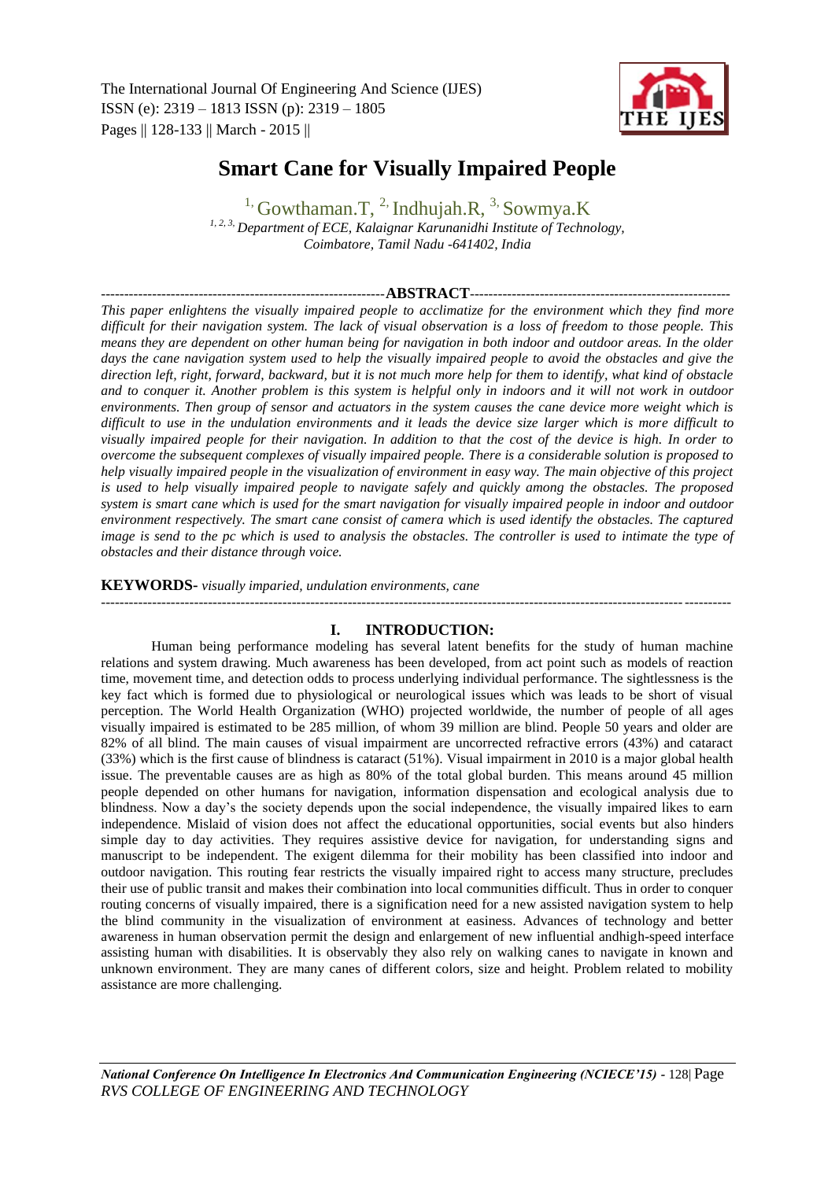# Smart Cane for Visually Impaired People

[1,] Gowthaman.T, [2,] Indhujah.R, [3,] Sowmya.K

*[1, 2, 3,] Department of ECE, Kalaignar Karunanidhi Institute of Technology, Coimbatore, Tamil Nadu -641402, India*

## ABSTRACT

*This paper enlightens the visually impaired people to acclimatize for the environment which they find more difficult for their navigation system. The lack of visual observation is a loss of freedom to those people. This means they are dependent on other human being for navigation in both indoor and outdoor areas. In the older days the cane navigation system used to help the visually impaired people to avoid the obstacles and give the direction left, right, forward, backward, but it is not much more help for them to identify, what kind of obstacle and to conquer it. Another problem is this system is helpful only in indoors and it will not work in outdoor environments. Then group of sensor and actuators in the system causes the cane device more weight which is difficult to use in the undulation environments and it leads the device size larger which is more difficult to visually impaired people for their navigation. In addition to that the cost of the device is high. In order to overcome the subsequent complexes of visually impaired people. There is a considerable solution is proposed to help visually impaired people in the visualization of environment in easy way. The main objective of this project is used to help visually impaired people to navigate safely and quickly among the obstacles. The proposed system is smart cane which is used for the smart navigation for visually impaired people in indoor and outdoor environment respectively. The smart cane consist of camera which is used identify the obstacles. The captured image is send to the pc which is used to analysis the obstacles. The controller is used to intimate the type of obstacles and their distance through voice.*

**KEYWORDS-** *visually imparied, undulation environments, cane*

## I. INTRODUCTION:

Human being performance modeling has several latent benefits for the study of human machine relations and system drawing. Much awareness has been developed, from act point such as models of reaction time, movement time, and detection odds to process underlying individual performance. The sightlessness is the key fact which is formed due to physiological or neurological issues which was leads to be short of visual perception. The World Health Organization (WHO) projected worldwide, the number of people of all ages visually impaired is estimated to be 285 million, of whom 39 million are blind. People 50 years and older are 82% of all blind. The main causes of visual impairment are uncorrected refractive errors (43%) and cataract (33%) which is the first cause of blindness is cataract (51%). Visual impairment in 2010 is a major global health issue. The preventable causes are as high as 80% of the total global burden. This means around 45 million people depended on other humans for navigation, information dispensation and ecological analysis due to blindness. Now a day's the society depends upon the social independence, the visually impaired likes to earn independence. Mislaid of vision does not affect the educational opportunities, social events but also hinders simple day to day activities. They requires assistive device for navigation, for understanding signs and manuscript to be independent. The exigent dilemma for their mobility has been classified into indoor and outdoor navigation. This routing fear restricts the visually impaired right to access many structure, precludes their use of public transit and makes their combination into local communities difficult. Thus in order to conquer routing concerns of visually impaired, there is a signification need for a new assisted navigation system to help the blind community in the visualization of environment at easiness. Advances of technology and better awareness in human observation permit the design and enlargement of new influential andhigh-speed interface assisting human with disabilities. It is observably they also rely on walking canes to navigate in known and unknown environment. They are many canes of different colors, size and height. Problem related to mobility assistance are more challenging.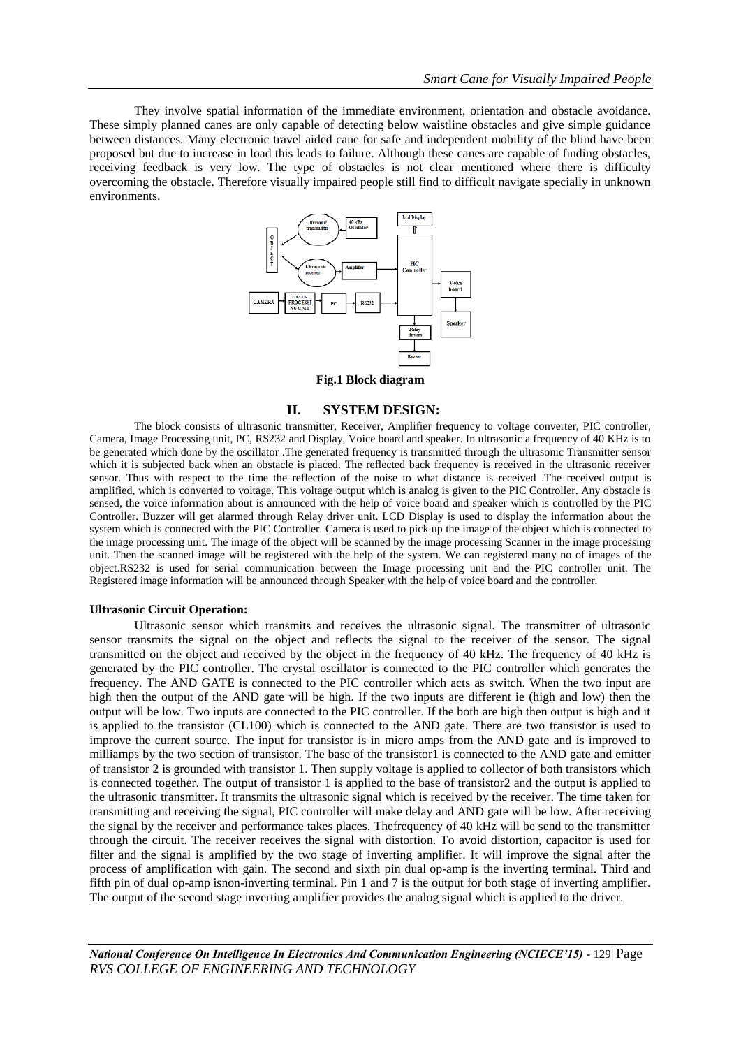They involve spatial information of the immediate environment, orientation and obstacle avoidance. These simply planned canes are only capable of detecting below waistline obstacles and give simple guidance between distances. Many electronic travel aided cane for safe and independent mobility of the blind have been proposed but due to increase in load this leads to failure. Although these canes are capable of finding obstacles, receiving feedback is very low. The type of obstacles is not clear mentioned where there is difficulty overcoming the obstacle. Therefore visually impaired people still find to difficult navigate specially in unknown environments.

**Fig.1 Block diagram**

## II. SYSTEM DESIGN:

The block consists of ultrasonic transmitter, Receiver, Amplifier frequency to voltage converter, PIC controller, Camera, Image Processing unit, PC, RS232 and Display, Voice board and speaker. In ultrasonic a frequency of 40 KHz is to be generated which done by the oscillator .The generated frequency is transmitted through the ultrasonic Transmitter sensor which it is subjected back when an obstacle is placed. The reflected back frequency is received in the ultrasonic receiver sensor. Thus with respect to the time the reflection of the noise to what distance is received .The received output is amplified, which is converted to voltage. This voltage output which is analog is given to the PIC Controller. Any obstacle is sensed, the voice information about is announced with the help of voice board and speaker which is controlled by the PIC Controller. Buzzer will get alarmed through Relay driver unit. LCD Display is used to display the information about the system which is connected with the PIC Controller. Camera is used to pick up the image of the object which is connected to the image processing unit. The image of the object will be scanned by the image processing Scanner in the image processing unit. Then the scanned image will be registered with the help of the system. We can registered many no of images of the object.RS232 is used for serial communication between the Image processing unit and the PIC controller unit. The Registered image information will be announced through Speaker with the help of voice board and the controller.

**Ultrasonic Circuit Operation:**

Ultrasonic sensor which transmits and receives the ultrasonic signal. The transmitter of ultrasonic sensor transmits the signal on the object and reflects the signal to the receiver of the sensor. The signal transmitted on the object and received by the object in the frequency of 40 kHz. The frequency of 40 kHz is generated by the PIC controller. The crystal oscillator is connected to the PIC controller which generates the frequency. The AND GATE is connected to the PIC controller which acts as switch. When the two input are high then the output of the AND gate will be high. If the two inputs are different ie (high and low) then the output will be low. Two inputs are connected to the PIC controller. If the both are high then output is high and it is applied to the transistor (CL100) which is connected to the AND gate. There are two transistor is used to improve the current source. The input for transistor is in micro amps from the AND gate and is improved to milliamps by the two section of transistor. The base of the transistor1 is connected to the AND gate and emitter of transistor 2 is grounded with transistor 1. Then supply voltage is applied to collector of both transistors which is connected together. The output of transistor 1 is applied to the base of transistor2 and the output is applied to the ultrasonic transmitter. It transmits the ultrasonic signal which is received by the receiver. The time taken for transmitting and receiving the signal, PIC controller will make delay and AND gate will be low. After receiving the signal by the receiver and performance takes places. Thefrequency of 40 kHz will be send to the transmitter through the circuit. The receiver receives the signal with distortion. To avoid distortion, capacitor is used for filter and the signal is amplified by the two stage of inverting amplifier. It will improve the signal after the process of amplification with gain. The second and sixth pin dual op-amp is the inverting terminal. Third and fifth pin of dual op-amp isnon-inverting terminal. Pin 1 and 7 is the output for both stage of inverting amplifier. The output of the second stage inverting amplifier provides the analog signal which is applied to the driver.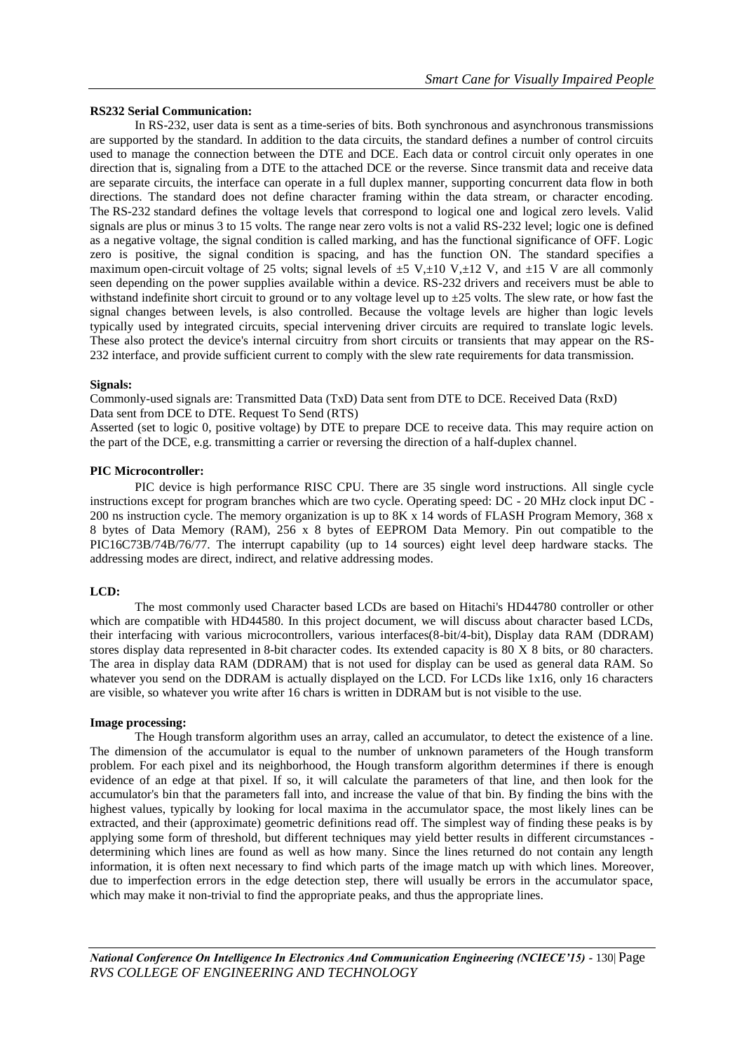**RS232 Serial Communication:**

In RS-232, user data is sent as a time-series of bits. Both synchronous and asynchronous transmissions are supported by the standard. In addition to the data circuits, the standard defines a number of control circuits used to manage the connection between the DTE and DCE. Each data or control circuit only operates in one direction that is, signaling from a DTE to the attached DCE or the reverse. Since transmit data and receive data are separate circuits, the interface can operate in a full duplex manner, supporting concurrent data flow in both directions. The standard does not define character framing within the data stream, or character encoding. The RS-232 standard defines the voltage levels that correspond to logical one and logical zero levels. Valid signals are plus or minus 3 to 15 volts. The range near zero volts is not a valid RS-232 level; logic one is defined as a negative voltage, the signal condition is called marking, and has the functional significance of OFF. Logic zero is positive, the signal condition is spacing, and has the function ON. The standard specifies a maximum open-circuit voltage of 25 volts; signal levels of ±5 V,±10 V,±12 V, and ±15 V are all commonly seen depending on the power supplies available within a device. RS-232 drivers and receivers must be able to withstand indefinite short circuit to ground or to any voltage level up to ±25 volts. The slew rate, or how fast the signal changes between levels, is also controlled. Because the voltage levels are higher than logic levels typically used by integrated circuits, special intervening driver circuits are required to translate logic levels. These also protect the device's internal circuitry from short circuits or transients that may appear on the RS-232 interface, and provide sufficient current to comply with the slew rate requirements for data transmission.

**Signals:**

Commonly-used signals are: Transmitted Data (TxD) Data sent from DTE to DCE. Received Data (RxD) Data sent from DCE to DTE. Request To Send (RTS)

Asserted (set to logic 0, positive voltage) by DTE to prepare DCE to receive data. This may require action on the part of the DCE, e.g. transmitting a carrier or reversing the direction of a half-duplex channel.

**PIC Microcontroller:**

PIC device is high performance RISC CPU. There are 35 single word instructions. All single cycle instructions except for program branches which are two cycle. Operating speed: DC - 20 MHz clock input DC - 200 ns instruction cycle. The memory organization is up to 8K x 14 words of FLASH Program Memory, 368 x 8 bytes of Data Memory (RAM), 256 x 8 bytes of EEPROM Data Memory. Pin out compatible to the PIC16C73B/74B/76/77. The interrupt capability (up to 14 sources) eight level deep hardware stacks. The addressing modes are direct, indirect, and relative addressing modes.

**LCD:**

The most commonly used Character based LCDs are based on Hitachi's HD44780 controller or other which are compatible with HD44580. In this project document, we will discuss about character based LCDs, their interfacing with various microcontrollers, various interfaces(8-bit/4-bit), Display data RAM (DDRAM) stores display data represented in 8-bit character codes. Its extended capacity is 80 X 8 bits, or 80 characters. The area in display data RAM (DDRAM) that is not used for display can be used as general data RAM. So whatever you send on the DDRAM is actually displayed on the LCD. For LCDs like 1x16, only 16 characters are visible, so whatever you write after 16 chars is written in DDRAM but is not visible to the use.

**Image processing:**

The Hough transform algorithm uses an array, called an accumulator, to detect the existence of a line. The dimension of the accumulator is equal to the number of unknown parameters of the Hough transform problem. For each pixel and its neighborhood, the Hough transform algorithm determines if there is enough evidence of an edge at that pixel. If so, it will calculate the parameters of that line, and then look for the accumulator's bin that the parameters fall into, and increase the value of that bin. By finding the bins with the highest values, typically by looking for local maxima in the accumulator space, the most likely lines can be extracted, and their (approximate) geometric definitions read off. The simplest way of finding these peaks is by applying some form of threshold, but different techniques may yield better results in different circumstances - determining which lines are found as well as how many. Since the lines returned do not contain any length information, it is often next necessary to find which parts of the image match up with which lines. Moreover, due to imperfection errors in the edge detection step, there will usually be errors in the accumulator space, which may make it non-trivial to find the appropriate peaks, and thus the appropriate lines.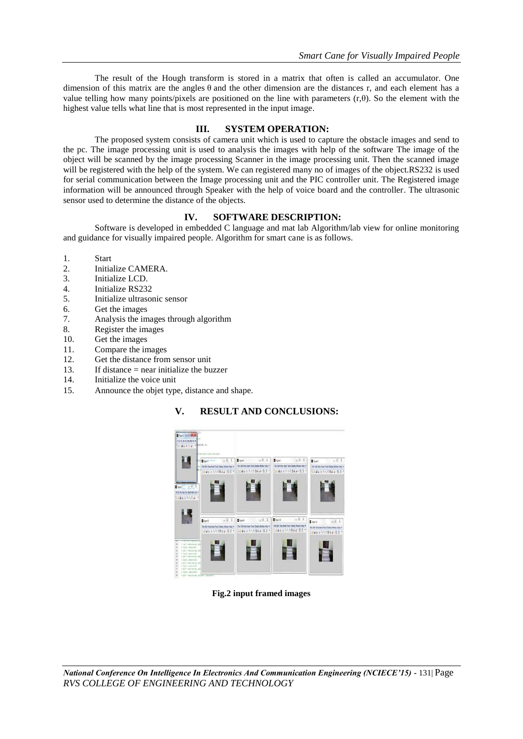The result of the Hough transform is stored in a matrix that often is called an accumulator. One dimension of this matrix are the angles θ and the other dimension are the distances r, and each element has a value telling how many points/pixels are positioned on the line with parameters (r,θ). So the element with the highest value tells what line that is most represented in the input image.

## III. SYSTEM OPERATION:

The proposed system consists of camera unit which is used to capture the obstacle images and send to the pc. The image processing unit is used to analysis the images with help of the software The image of the object will be scanned by the image processing Scanner in the image processing unit. Then the scanned image will be registered with the help of the system. We can registered many no of images of the object.RS232 is used for serial communication between the Image processing unit and the PIC controller unit. The Registered image information will be announced through Speaker with the help of voice board and the controller. The ultrasonic sensor used to determine the distance of the objects.

## IV. SOFTWARE DESCRIPTION:

Software is developed in embedded C language and mat lab Algorithm/lab view for online monitoring and guidance for visually impaired people. Algorithm for smart cane is as follows.

1. Start
2. Initialize CAMERA.
3. Initialize LCD.
4. Initialize RS232
5. Initialize ultrasonic sensor
6. Get the images
7. Analysis the images through algorithm
8. Register the images
10. Get the images
11. Compare the images
12. Get the distance from sensor unit
13. If distance = near initialize the buzzer
14. Initialize the voice unit
15. Announce the objet type, distance and shape.

## V. RESULT AND CONCLUSIONS:

**Fig.2 input framed images**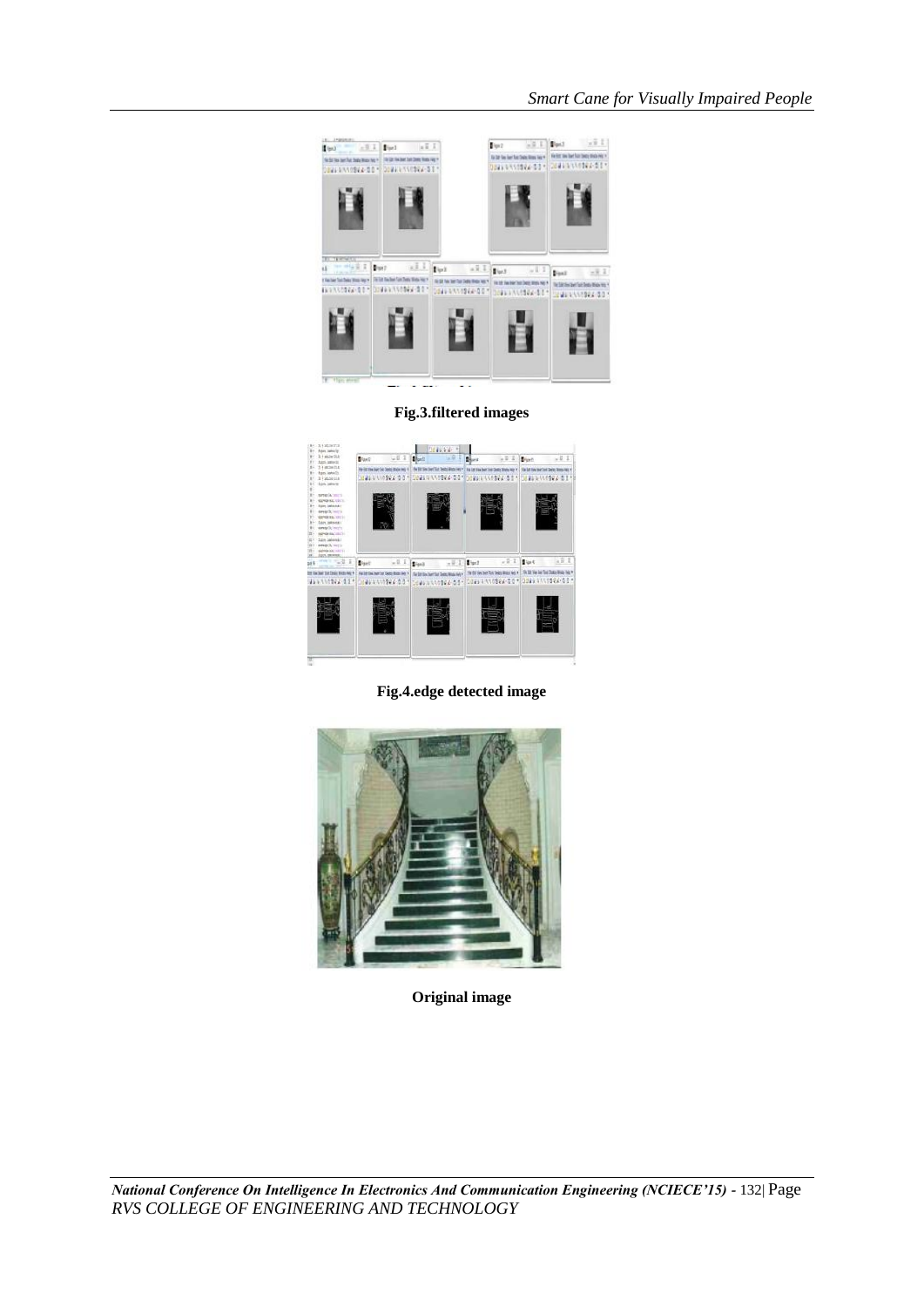**Fig.3.filtered images**

**Fig.4.edge detected image**

**Original image**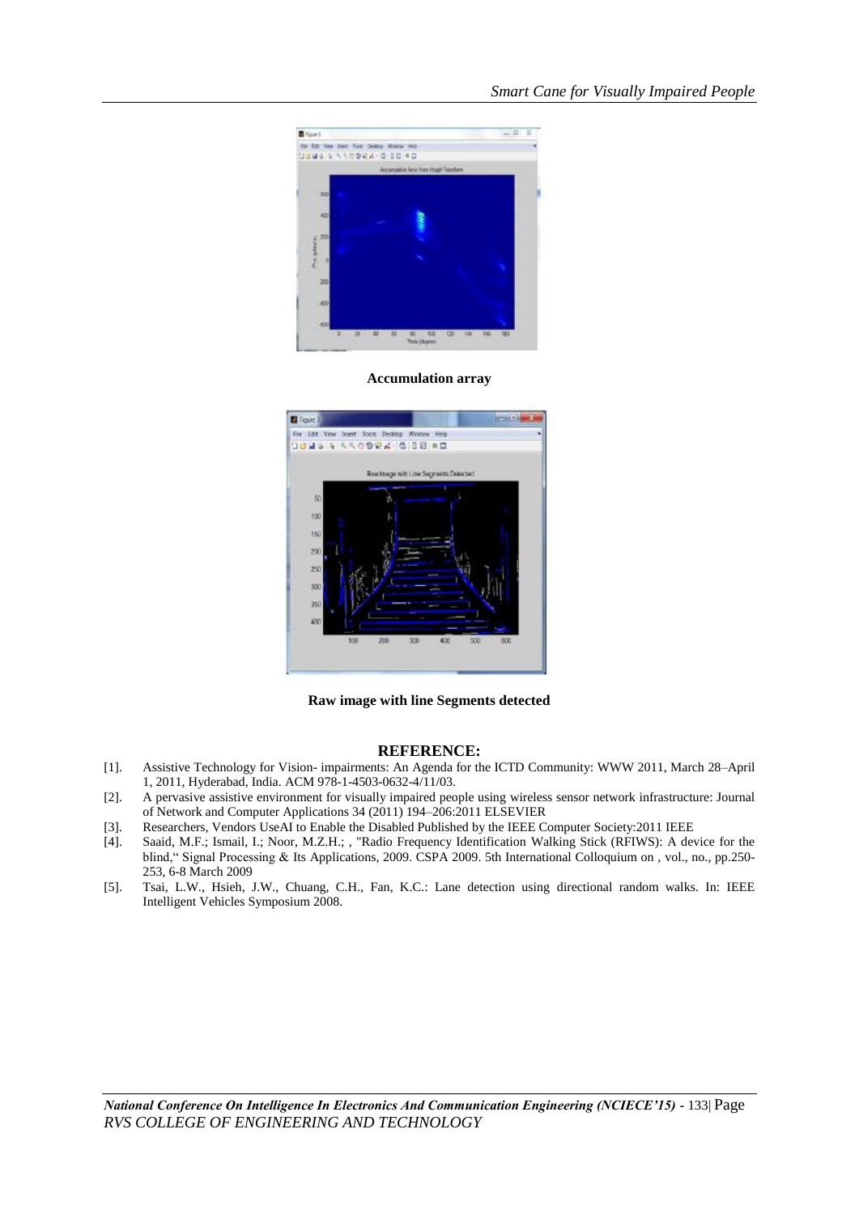Accumulation array

Raw image with line Segments detected

## REFERENCE:

[1]. Assistive Technology for Vision- impairments: An Agenda for the ICTD Community: WWW 2011, March 28–April 1, 2011, Hyderabad, India. ACM 978-1-4503-0632-4/11/03.

[2]. A pervasive assistive environment for visually impaired people using wireless sensor network infrastructure: Journal of Network and Computer Applications 34 (2011) 194–206:2011 ELSEVIER

[3]. Researchers, Vendors UseAI to Enable the Disabled Published by the IEEE Computer Society:2011 IEEE

[4]. Saaid, M.F.; Ismail, I.; Noor, M.Z.H.; , "Radio Frequency Identification Walking Stick (RFIWS): A device for the blind," Signal Processing & Its Applications, 2009. CSPA 2009. 5th International Colloquium on , vol., no., pp.250-253, 6-8 March 2009

[5]. Tsai, L.W., Hsieh, J.W., Chuang, C.H., Fan, K.C.: Lane detection using directional random walks. In: IEEE Intelligent Vehicles Symposium 2008.